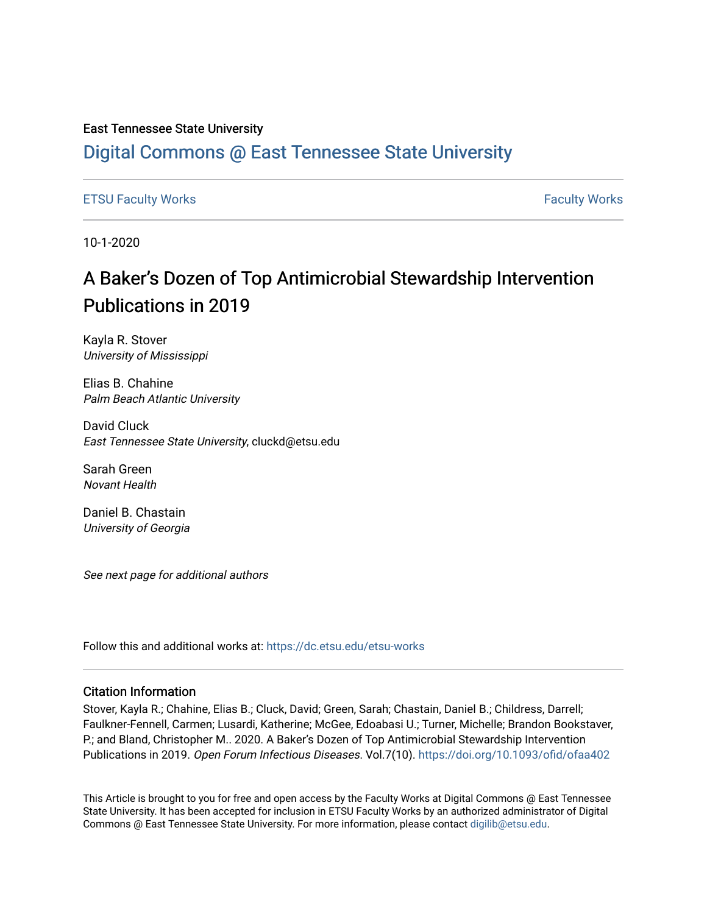East Tennessee State University

# Digital Commons @ East Tennessee State University

ETSU Faculty Works | Faculty Works

10-1-2020

# A Baker's Dozen of Top Antimicrobial Stewardship Intervention Publications in 2019

Kayla R. Stover
*University of Mississippi*

Elias B. Chahine
*Palm Beach Atlantic University*

David Cluck
*East Tennessee State University*, cluckd@etsu.edu

Sarah Green
*Novant Health*

Daniel B. Chastain
*University of Georgia*

*See next page for additional authors*

Follow this and additional works at: https://dc.etsu.edu/etsu-works

## Citation Information

Stover, Kayla R.; Chahine, Elias B.; Cluck, David; Green, Sarah; Chastain, Daniel B.; Childress, Darrell; Faulkner-Fennell, Carmen; Lusardi, Katherine; McGee, Edoabasi U.; Turner, Michelle; Brandon Bookstaver, P.; and Bland, Christopher M.. 2020. A Baker's Dozen of Top Antimicrobial Stewardship Intervention Publications in 2019. *Open Forum Infectious Diseases*. Vol.7(10). https://doi.org/10.1093/ofid/ofaa402

This Article is brought to you for free and open access by the Faculty Works at Digital Commons @ East Tennessee State University. It has been accepted for inclusion in ETSU Faculty Works by an authorized administrator of Digital Commons @ East Tennessee State University. For more information, please contact digilib@etsu.edu.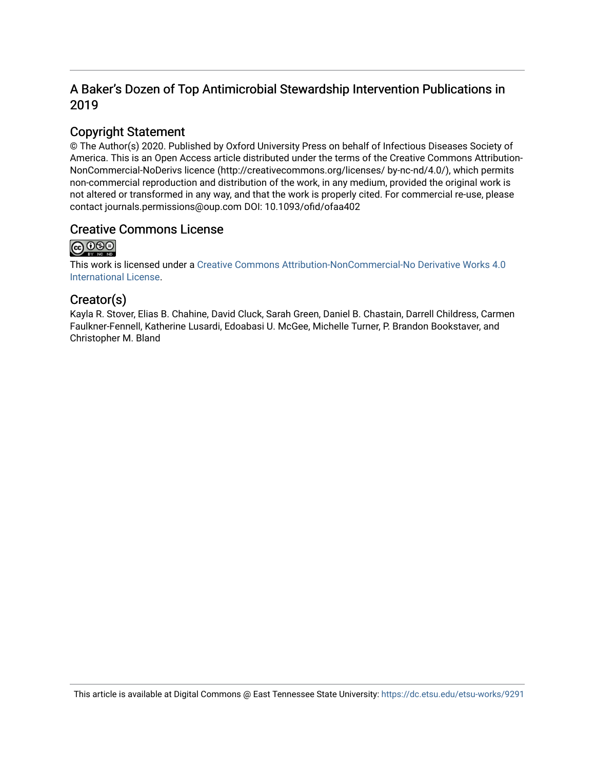# A Baker's Dozen of Top Antimicrobial Stewardship Intervention Publications in 2019

## Copyright Statement

© The Author(s) 2020. Published by Oxford University Press on behalf of Infectious Diseases Society of America. This is an Open Access article distributed under the terms of the Creative Commons Attribution-NonCommercial-NoDerivs licence (http://creativecommons.org/licenses/ by-nc-nd/4.0/), which permits non-commercial reproduction and distribution of the work, in any medium, provided the original work is not altered or transformed in any way, and that the work is properly cited. For commercial re-use, please contact journals.permissions@oup.com DOI: 10.1093/ofid/ofaa402

## Creative Commons License

This work is licensed under a Creative Commons Attribution-NonCommercial-No Derivative Works 4.0 International License.

## Creator(s)

Kayla R. Stover, Elias B. Chahine, David Cluck, Sarah Green, Daniel B. Chastain, Darrell Childress, Carmen Faulkner-Fennell, Katherine Lusardi, Edoabasi U. McGee, Michelle Turner, P. Brandon Bookstaver, and Christopher M. Bland

This article is available at Digital Commons @ East Tennessee State University: https://dc.etsu.edu/etsu-works/9291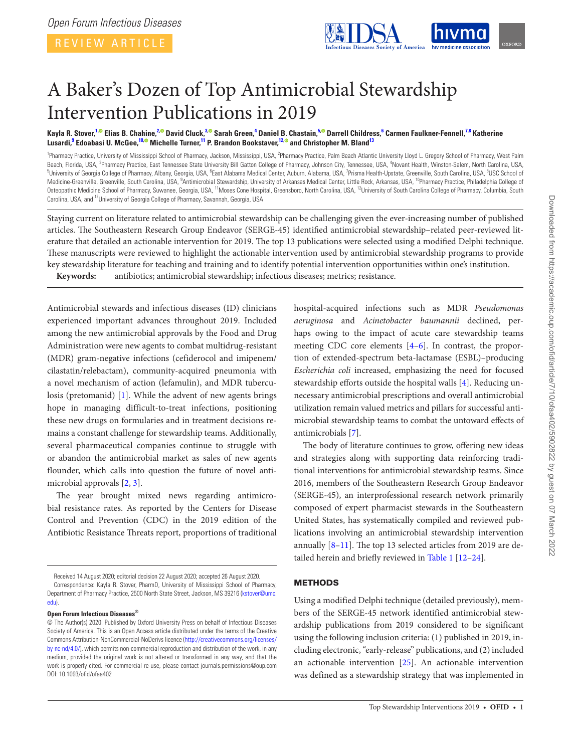Open Forum Infectious Diseases

REVIEW ARTICLE

# A Baker's Dozen of Top Antimicrobial Stewardship Intervention Publications in 2019

**Kayla R. Stover,[1] Elias B. Chahine,[2] David Cluck,[3] Sarah Green,[4] Daniel B. Chastain,[5] Darrell Childress,[6] Carmen Faulkner-Fennell,[7,8] Katherine Lusardi,[9] Edoabasi U. McGee,[10] Michelle Turner,[11] P. Brandon Bookstaver,[12] and Christopher M. Bland[13]**

[1]Pharmacy Practice, University of Mississippi School of Pharmacy, Jackson, Mississippi, USA, [2]Pharmacy Practice, Palm Beach Atlantic University Lloyd L. Gregory School of Pharmacy, West Palm Beach, Florida, USA, [3]Pharmacy Practice, East Tennessee State University Bill Gatton College of Pharmacy, Johnson City, Tennessee, USA, [4]Novant Health, Winston-Salem, North Carolina, USA, [5]University of Georgia College of Pharmacy, Albany, Georgia, USA, [6]East Alabama Medical Center, Auburn, Alabama, USA, [7]Prisma Health-Upstate, Greenville, South Carolina, USA, [8]USC School of Medicine-Greenville, Greenville, South Carolina, USA, [9]Antimicrobial Stewardship, University of Arkansas Medical Center, Little Rock, Arkansas, USA, [10]Pharmacy Practice, Philadelphia College of Osteopathic Medicine School of Pharmacy, Suwanee, Georgia, USA, [11]Moses Cone Hospital, Greensboro, North Carolina, USA, [12]University of South Carolina College of Pharmacy, Columbia, South Carolina, USA, and [13]University of Georgia College of Pharmacy, Savannah, Georgia, USA

Staying current on literature related to antimicrobial stewardship can be challenging given the ever-increasing number of published articles. The Southeastern Research Group Endeavor (SERGE-45) identified antimicrobial stewardship–related peer-reviewed literature that detailed an actionable intervention for 2019. The top 13 publications were selected using a modified Delphi technique. These manuscripts were reviewed to highlight the actionable intervention used by antimicrobial stewardship programs to provide key stewardship literature for teaching and training and to identify potential intervention opportunities within one's institution.

**Keywords:** antibiotics; antimicrobial stewardship; infectious diseases; metrics; resistance.

Antimicrobial stewards and infectious diseases (ID) clinicians experienced important advances throughout 2019. Included among the new antimicrobial approvals by the Food and Drug Administration were new agents to combat multidrug-resistant (MDR) gram-negative infections (cefiderocol and imipenem/cilastatin/relebactam), community-acquired pneumonia with a novel mechanism of action (lefamulin), and MDR tuberculosis (pretomanid) [1]. While the advent of new agents brings hope in managing difficult-to-treat infections, positioning these new drugs on formularies and in treatment decisions remains a constant challenge for stewardship teams. Additionally, several pharmaceutical companies continue to struggle with or abandon the antimicrobial market as sales of new agents flounder, which calls into question the future of novel antimicrobial approvals [2, 3].

The year brought mixed news regarding antimicrobial resistance rates. As reported by the Centers for Disease Control and Prevention (CDC) in the 2019 edition of the Antibiotic Resistance Threats report, proportions of traditional hospital-acquired infections such as MDR *Pseudomonas aeruginosa* and *Acinetobacter baumannii* declined, perhaps owing to the impact of acute care stewardship teams meeting CDC core elements [4–6]. In contrast, the proportion of extended-spectrum beta-lactamase (ESBL)–producing *Escherichia coli* increased, emphasizing the need for focused stewardship efforts outside the hospital walls [4]. Reducing unnecessary antimicrobial prescriptions and overall antimicrobial utilization remain valued metrics and pillars for successful antimicrobial stewardship teams to combat the untoward effects of antimicrobials [7].

The body of literature continues to grow, offering new ideas and strategies along with supporting data reinforcing traditional interventions for antimicrobial stewardship teams. Since 2016, members of the Southeastern Research Group Endeavor (SERGE-45), an interprofessional research network primarily composed of expert pharmacist stewards in the Southeastern United States, has systematically compiled and reviewed publications involving an antimicrobial stewardship intervention annually [8–11]. The top 13 selected articles from 2019 are detailed herein and briefly reviewed in Table 1 [12–24].

## METHODS

Using a modified Delphi technique (detailed previously), members of the SERGE-45 network identified antimicrobial stewardship publications from 2019 considered to be significant using the following inclusion criteria: (1) published in 2019, including electronic, "early-release" publications, and (2) included an actionable intervention [25]. An actionable intervention was defined as a stewardship strategy that was implemented in

Received 14 August 2020; editorial decision 22 August 2020; accepted 26 August 2020.

Correspondence: Kayla R. Stover, PharmD, University of Mississippi School of Pharmacy, Department of Pharmacy Practice, 2500 North State Street, Jackson, MS 39216 (kstover@umc.edu).

**Open Forum Infectious Diseases®**

© The Author(s) 2020. Published by Oxford University Press on behalf of Infectious Diseases Society of America. This is an Open Access article distributed under the terms of the Creative Commons Attribution-NonCommercial-NoDerivs licence (http://creativecommons.org/licenses/by-nc-nd/4.0/), which permits non-commercial reproduction and distribution of the work, in any medium, provided the original work is not altered or transformed in any way, and that the work is properly cited. For commercial re-use, please contact journals.permissions@oup.com

DOI: 10.1093/ofid/ofaa402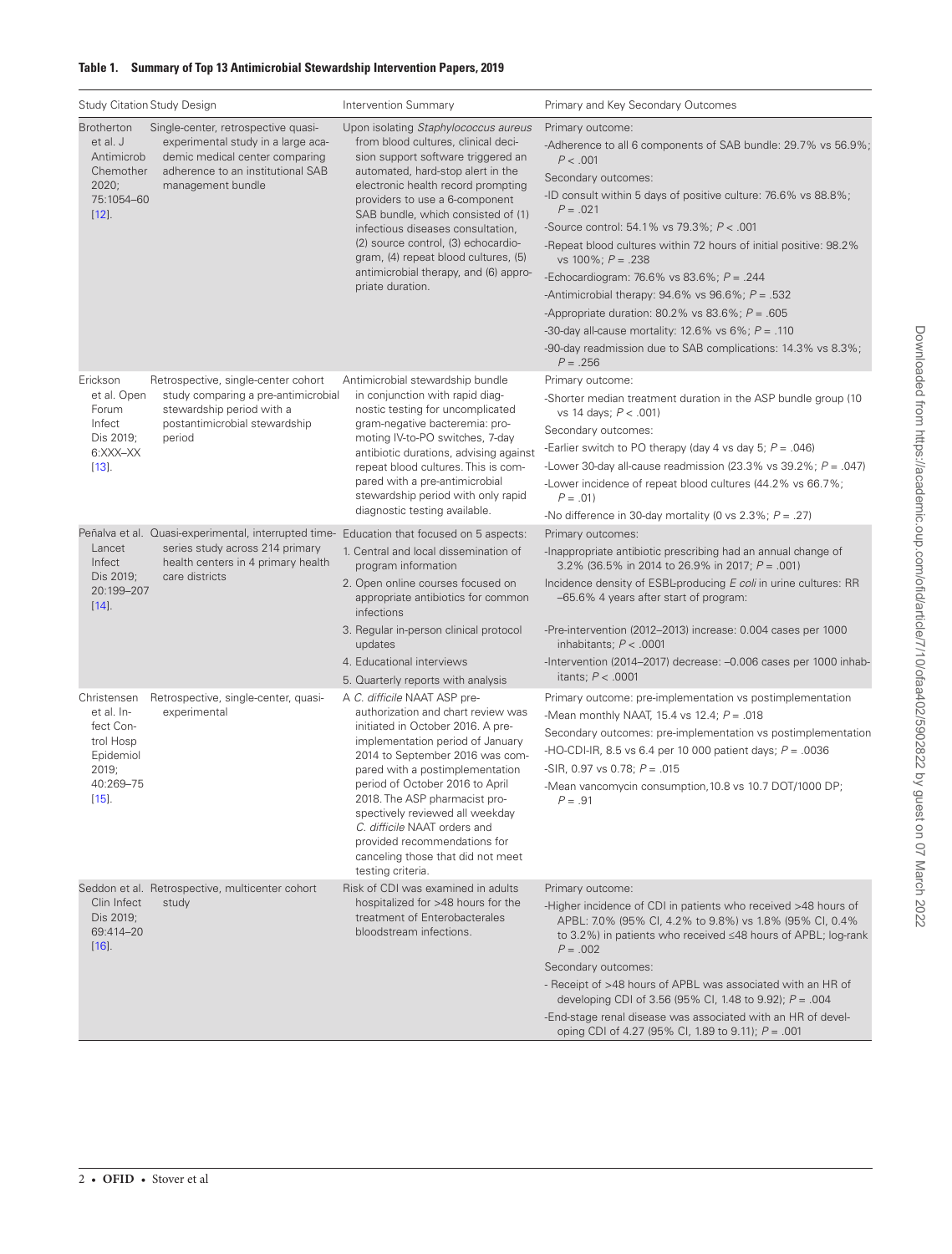**Table 1. Summary of Top 13 Antimicrobial Stewardship Intervention Papers, 2019**

| Study Citation | Study Design | Intervention Summary | Primary and Key Secondary Outcomes |
|---|---|---|---|
| Brotherton et al. J Antimicrob Chemother 2020; 75:1054–60 [12]. | Single-center, retrospective quasi-experimental study in a large academic medical center comparing adherence to an institutional SAB management bundle | Upon isolating *Staphylococcus aureus* from blood cultures, clinical decision support software triggered an automated, hard-stop alert in the electronic health record prompting providers to use a 6-component SAB bundle, which consisted of (1) infectious diseases consultation, (2) source control, (3) echocardiogram, (4) repeat blood cultures, (5) antimicrobial therapy, and (6) appropriate duration. | Primary outcome:<br>-Adherence to all 6 components of SAB bundle: 29.7% vs 56.9%; $P < .001$<br>Secondary outcomes:<br>-ID consult within 5 days of positive culture: 76.6% vs 88.8%; $P = .021$<br>-Source control: 54.1% vs 79.3%; $P < .001$<br>-Repeat blood cultures within 72 hours of initial positive: 98.2% vs 100%; $P = .238$<br>-Echocardiogram: 76.6% vs 83.6%; $P = .244$<br>-Antimicrobial therapy: 94.6% vs 96.6%; $P = .532$<br>-Appropriate duration: 80.2% vs 83.6%; $P = .605$<br>-30-day all-cause mortality: 12.6% vs 6%; $P = .110$<br>-90-day readmission due to SAB complications: 14.3% vs 8.3%; $P = .256$ |
| Erickson et al. Open Forum Infect Dis 2019; 6:XXX–XX [13]. | Retrospective, single-center cohort study comparing a pre-antimicrobial stewardship period with a postantimicrobial stewardship period | Antimicrobial stewardship bundle in conjunction with rapid diagnostic testing for uncomplicated gram-negative bacteremia: promoting IV-to-PO switches, 7-day antibiotic durations, advising against repeat blood cultures. This is compared with a pre-antimicrobial stewardship period with only rapid diagnostic testing available. | Primary outcome:<br>-Shorter median treatment duration in the ASP bundle group (10 vs 14 days; $P < .001$)<br>Secondary outcomes:<br>-Earlier switch to PO therapy (day 4 vs day 5; $P = .046$)<br>-Lower 30-day all-cause readmission (23.3% vs 39.2%; $P = .047$)<br>-Lower incidence of repeat blood cultures (44.2% vs 66.7%; $P = .01$)<br>-No difference in 30-day mortality (0 vs 2.3%; $P = .27$) |
| Peñalva et al. Lancet Infect Dis 2019; 20:199–207 [14]. | Quasi-experimental, interrupted time-series study across 214 primary health centers in 4 primary health care districts | Education that focused on 5 aspects:<br>1. Central and local dissemination of program information<br>2. Open online courses focused on appropriate antibiotics for common infections<br>3. Regular in-person clinical protocol updates<br>4. Educational interviews<br>5. Quarterly reports with analysis | Primary outcomes:<br>-Inappropriate antibiotic prescribing had an annual change of 3.2% (36.5% in 2014 to 26.9% in 2017; $P = .001$)<br>Incidence density of ESBL-producing *E coli* in urine cultures: RR –65.6% 4 years after start of program:<br>-Pre-intervention (2012–2013) increase: 0.004 cases per 1000 inhabitants; $P < .0001$<br>-Intervention (2014–2017) decrease: –0.006 cases per 1000 inhabitants; $P < .0001$ |
| Christensen et al. Infect Control Hosp Epidemiol 2019; 40:269–75 [15]. | Retrospective, single-center, quasi-experimental | A *C. difficile* NAAT ASP preauthorization and chart review was initiated in October 2016. A preimplementation period of January 2014 to September 2016 was compared with a postimplementation period of October 2016 to April 2018. The ASP pharmacist prospectively reviewed all weekday *C. difficile* NAAT orders and provided recommendations for canceling those that did not meet testing criteria. | Primary outcome: pre-implementation vs postimplementation<br>-Mean monthly NAAT, 15.4 vs 12.4; $P = .018$<br>Secondary outcomes: pre-implementation vs postimplementation<br>-HO-CDI-IR, 8.5 vs 6.4 per 10 000 patient days; $P = .0036$<br>-SIR, 0.97 vs 0.78; $P = .015$<br>-Mean vancomycin consumption, 10.8 vs 10.7 DOT/1000 DP; $P = .91$ |
| Seddon et al. Clin Infect Dis 2019; 69:414–20 [16]. | Retrospective, multicenter cohort study | Risk of CDI was examined in adults hospitalized for >48 hours for the treatment of Enterobacterales bloodstream infections. | Primary outcome:<br>-Higher incidence of CDI in patients who received >48 hours of APBL: 7.0% (95% CI, 4.2% to 9.8%) vs 1.8% (95% CI, 0.4% to 3.2%) in patients who received ≤48 hours of APBL; log-rank $P = .002$<br>Secondary outcomes:<br>- Receipt of >48 hours of APBL was associated with an HR of developing CDI of 3.56 (95% CI, 1.48 to 9.92); $P = .004$<br>-End-stage renal disease was associated with an HR of developing CDI of 4.27 (95% CI, 1.89 to 9.11); $P = .001$ |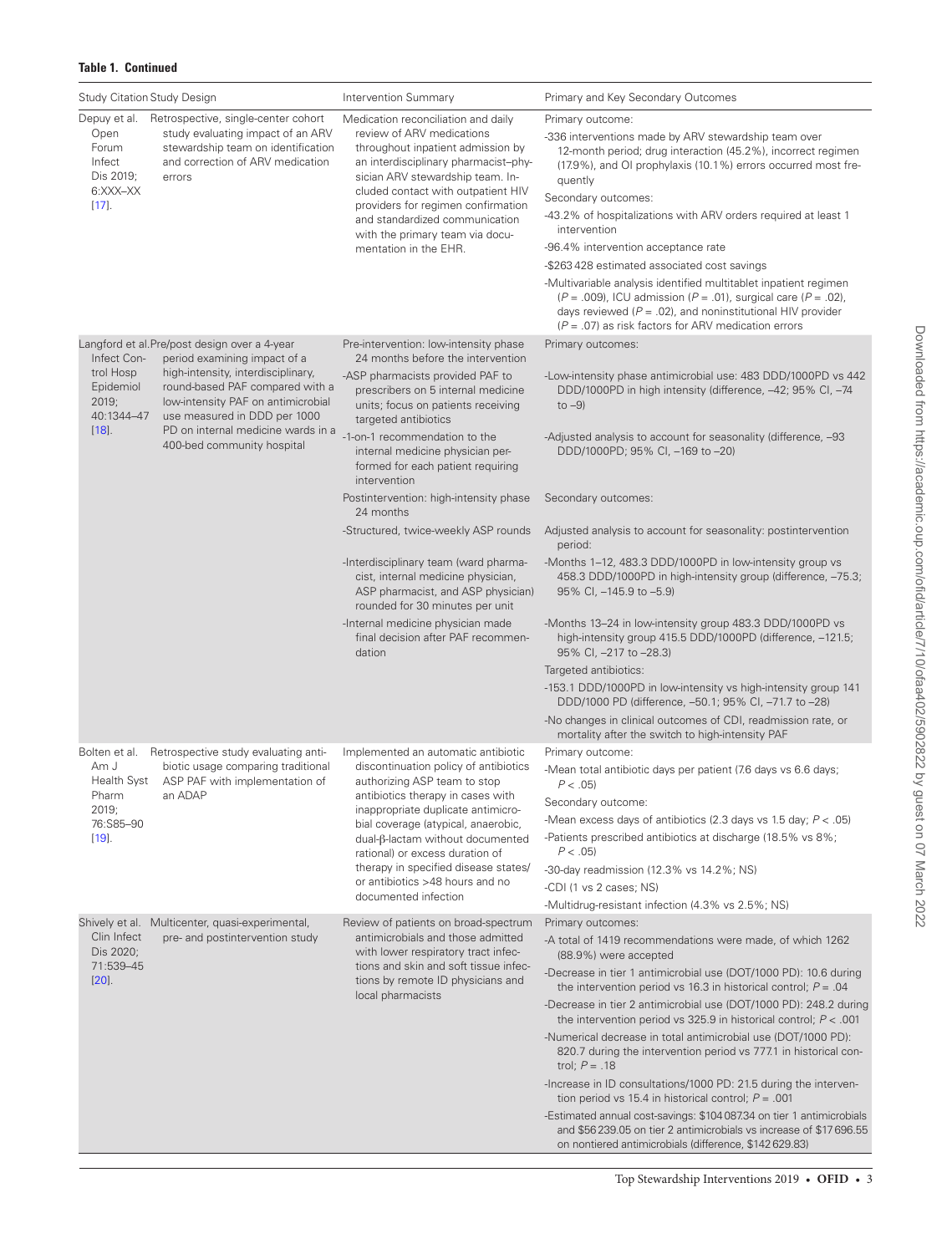**Table 1. Continued**

| Study Citation | Study Design | Intervention Summary | Primary and Key Secondary Outcomes |
|---|---|---|---|
| Depuy et al. Open Forum Infect Dis 2019; 6:XXX–XX [17]. | Retrospective, single-center cohort study evaluating impact of an ARV stewardship team on identification and correction of ARV medication errors | Medication reconciliation and daily review of ARV medications throughout inpatient admission by an interdisciplinary pharmacist–physician ARV stewardship team. Included contact with outpatient HIV providers for regimen confirmation and standardized communication with the primary team via documentation in the EHR. | Primary outcome:<br>-336 interventions made by ARV stewardship team over 12-month period; drug interaction (45.2%), incorrect regimen (17.9%), and OI prophylaxis (10.1%) errors occurred most frequently<br>Secondary outcomes:<br>-43.2% of hospitalizations with ARV orders required at least 1 intervention<br>-96.4% intervention acceptance rate<br>-$263 428 estimated associated cost savings<br>-Multivariable analysis identified multitablet inpatient regimen ($P$ = .009), ICU admission ($P$ = .01), surgical care ($P$ = .02), days reviewed ($P$ = .02), and noninstitutional HIV provider ($P$ = .07) as risk factors for ARV medication errors |
| Langford et al. Infect Control Hosp Epidemiol 2019; 40:1344–47 [18]. | Pre/post design over a 4-year period examining impact of a high-intensity, interdisciplinary, round-based PAF compared with a low-intensity PAF on antimicrobial use measured in DDD per 1000 PD on internal medicine wards in a 400-bed community hospital | Pre-intervention: low-intensity phase 24 months before the intervention<br>-ASP pharmacists provided PAF to prescribers on 5 internal medicine units; focus on patients receiving targeted antibiotics<br>-1-on-1 recommendation to the internal medicine physician performed for each patient requiring intervention<br>Postintervention: high-intensity phase 24 months<br>-Structured, twice-weekly ASP rounds<br>-Interdisciplinary team (ward pharmacist, internal medicine physician, ASP pharmacist, and ASP physician) rounded for 30 minutes per unit<br>-Internal medicine physician made final decision after PAF recommendation | Primary outcomes:<br>-Low-intensity phase antimicrobial use: 483 DDD/1000PD vs 442 DDD/1000PD in high intensity (difference, –42; 95% CI, –74 to –9)<br>-Adjusted analysis to account for seasonality (difference, –93 DDD/1000PD; 95% CI, –169 to –20)<br>Secondary outcomes:<br>Adjusted analysis to account for seasonality: postintervention period:<br>-Months 1–12, 483.3 DDD/1000PD in low-intensity group vs 458.3 DDD/1000PD in high-intensity group (difference, –75.3; 95% CI, –145.9 to –5.9)<br>-Months 13–24 in low-intensity group 483.3 DDD/1000PD vs high-intensity group 415.5 DDD/1000PD (difference, –121.5; 95% CI, –217 to –28.3)<br>Targeted antibiotics:<br>-153.1 DDD/1000PD in low-intensity vs high-intensity group 141 DDD/1000 PD (difference, –50.1; 95% CI, –71.7 to –28)<br>-No changes in clinical outcomes of CDI, readmission rate, or mortality after the switch to high-intensity PAF |
| Bolten et al. Am J Health Syst Pharm 2019; 76:S85–90 [19]. | Retrospective study evaluating antibiotic usage comparing traditional ASP PAF with implementation of an ADAP | Implemented an automatic antibiotic discontinuation policy of antibiotics authorizing ASP team to stop antibiotics therapy in cases with inappropriate duplicate antimicrobial coverage (atypical, anaerobic, dual-β-lactam without documented rational) or excess duration of therapy in specified disease states/ or antibiotics >48 hours and no documented infection | Primary outcome:<br>-Mean total antibiotic days per patient (7.6 days vs 6.6 days; $P$ < .05)<br>Secondary outcome:<br>-Mean excess days of antibiotics (2.3 days vs 1.5 day; $P$ < .05)<br>-Patients prescribed antibiotics at discharge (18.5% vs 8%; $P$ < .05)<br>-30-day readmission (12.3% vs 14.2%; NS)<br>-CDI (1 vs 2 cases; NS)<br>-Multidrug-resistant infection (4.3% vs 2.5%; NS) |
| Shively et al. Clin Infect Dis 2020; 71:539–45 [20]. | Multicenter, quasi-experimental, pre- and postintervention study | Review of patients on broad-spectrum antimicrobials and those admitted with lower respiratory tract infections and skin and soft tissue infections by remote ID physicians and local pharmacists | Primary outcomes:<br>-A total of 1419 recommendations were made, of which 1262 (88.9%) were accepted<br>-Decrease in tier 1 antimicrobial use (DOT/1000 PD): 10.6 during the intervention period vs 16.3 in historical control; $P$ = .04<br>-Decrease in tier 2 antimicrobial use (DOT/1000 PD): 248.2 during the intervention period vs 325.9 in historical control; $P$ < .001<br>-Numerical decrease in total antimicrobial use (DOT/1000 PD): 820.7 during the intervention period vs 777.1 in historical control; $P$ = .18<br>-Increase in ID consultations/1000 PD: 21.5 during the intervention period vs 15.4 in historical control; $P$ = .001<br>-Estimated annual cost-savings: $104 087.34 on tier 1 antimicrobials and $56 239.05 on tier 2 antimicrobials vs increase of $17 696.55 on nontiered antimicrobials (difference, $142 629.83) |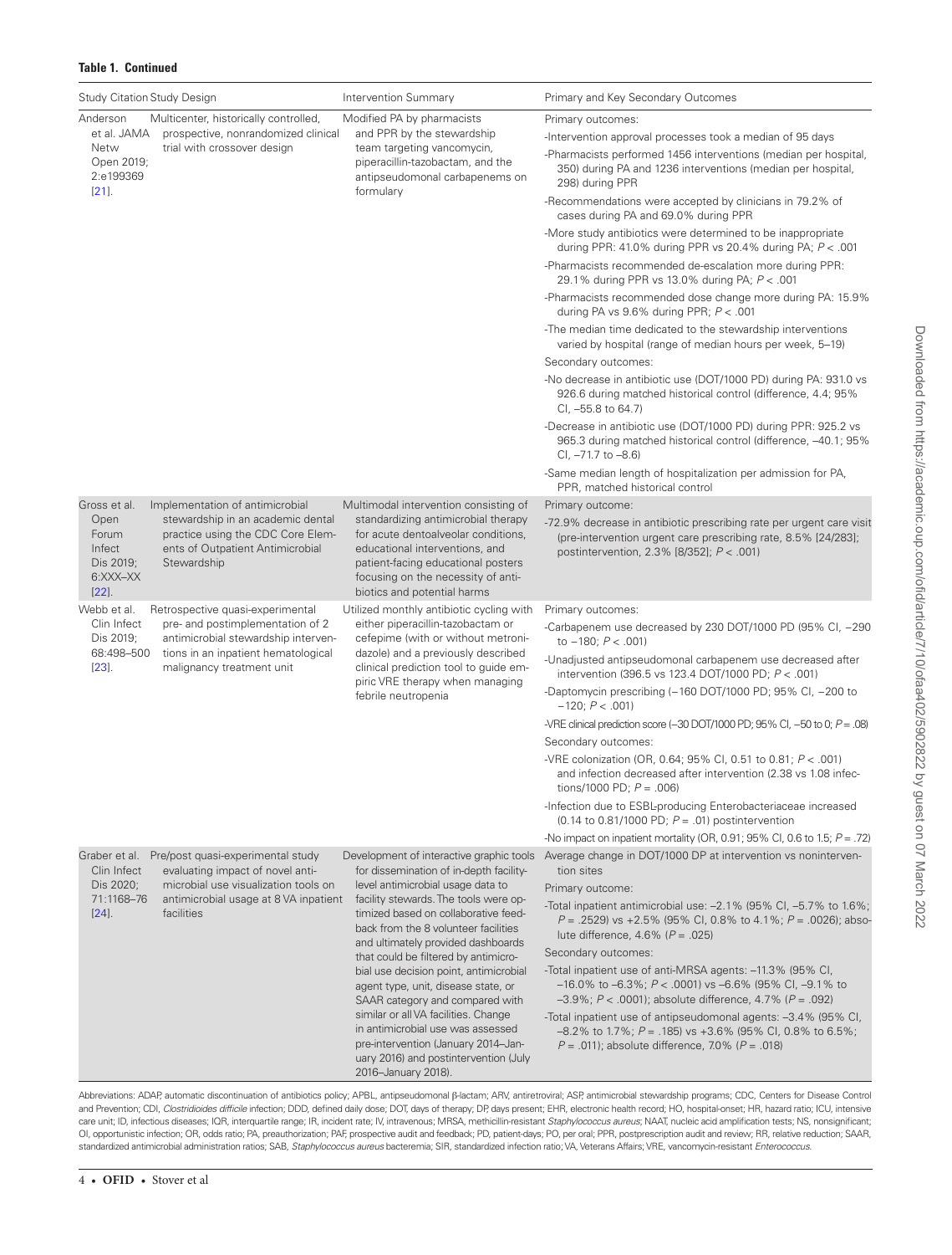**Table 1. Continued**

| Study Citation | Study Design | Intervention Summary | Primary and Key Secondary Outcomes |
|---|---|---|---|
| Anderson et al. JAMA Netw Open 2019; 2:e199369 [21]. | Multicenter, historically controlled, prospective, nonrandomized clinical trial with crossover design | Modified PA by pharmacists and PPR by the stewardship team targeting vancomycin, piperacillin-tazobactam, and the antipseudomonal carbapenems on formulary | Primary outcomes:<br>-Intervention approval processes took a median of 95 days<br>-Pharmacists performed 1456 interventions (median per hospital, 350) during PA and 1236 interventions (median per hospital, 298) during PPR<br>-Recommendations were accepted by clinicians in 79.2% of cases during PA and 69.0% during PPR<br>-More study antibiotics were determined to be inappropriate during PPR: 41.0% during PPR vs 20.4% during PA; $P < .001$<br>-Pharmacists recommended de-escalation more during PPR: 29.1% during PPR vs 13.0% during PA; $P < .001$<br>-Pharmacists recommended dose change more during PA: 15.9% during PA vs 9.6% during PPR; $P < .001$<br>-The median time dedicated to the stewardship interventions varied by hospital (range of median hours per week, 5–19)<br>Secondary outcomes:<br>-No decrease in antibiotic use (DOT/1000 PD) during PA: 931.0 vs 926.6 during matched historical control (difference, 4.4; 95% CI, –55.8 to 64.7)<br>-Decrease in antibiotic use (DOT/1000 PD) during PPR: 925.2 vs 965.3 during matched historical control (difference, –40.1; 95% CI, –71.7 to –8.6)<br>-Same median length of hospitalization per admission for PA, PPR, matched historical control |
| Gross et al. Open Forum Infect Dis 2019; 6:XXX–XX [22]. | Implementation of antimicrobial stewardship in an academic dental practice using the CDC Core Elements of Outpatient Antimicrobial Stewardship | Multimodal intervention consisting of standardizing antimicrobial therapy for acute dentoalveolar conditions, educational interventions, and patient-facing educational posters focusing on the necessity of antibiotics and potential harms | Primary outcome:<br>-72.9% decrease in antibiotic prescribing rate per urgent care visit (pre-intervention urgent care prescribing rate, 8.5% [24/283]; postintervention, 2.3% [8/352]; $P < .001$) |
| Webb et al. Clin Infect Dis 2019; 68:498–500 [23]. | Retrospective quasi-experimental pre- and postimplementation of 2 antimicrobial stewardship interventions in an inpatient hematological malignancy treatment unit | Utilized monthly antibiotic cycling with either piperacillin-tazobactam or cefepime (with or without metronidazole) and a previously described clinical prediction tool to guide empiric VRE therapy when managing febrile neutropenia | Primary outcomes:<br>-Carbapenem use decreased by 230 DOT/1000 PD (95% CI, −290 to −180; $P < .001$)<br>-Unadjusted antipseudomonal carbapenem use decreased after intervention (396.5 vs 123.4 DOT/1000 PD; $P < .001$)<br>-Daptomycin prescribing (−160 DOT/1000 PD; 95% CI, −200 to −120; $P < .001$)<br>-VRE clinical prediction score (−30 DOT/1000 PD; 95% CI, −50 to 0; $P = .08$)<br>Secondary outcomes:<br>-VRE colonization (OR, 0.64; 95% CI, 0.51 to 0.81; $P < .001$) and infection decreased after intervention (2.38 vs 1.08 infections/1000 PD; $P = .006$)<br>-Infection due to ESBL-producing Enterobacteriaceae increased (0.14 to 0.81/1000 PD; $P = .01$) postintervention<br>-No impact on inpatient mortality (OR, 0.91; 95% CI, 0.6 to 1.5; $P = .72$) |
| Graber et al. Clin Infect Dis 2020; 71:1168–76 [24]. | Pre/post quasi-experimental study evaluating impact of novel antimicrobial use visualization tools on antimicrobial usage at 8 VA inpatient facilities | Development of interactive graphic tools for dissemination of in-depth facility-level antimicrobial usage data to facility stewards. The tools were optimized based on collaborative feedback from the 8 volunteer facilities and ultimately provided dashboards that could be filtered by antimicrobial use decision point, antimicrobial agent type, unit, disease state, or SAAR category and compared with similar or all VA facilities. Change in antimicrobial use was assessed pre-intervention (January 2014–January 2016) and postintervention (July 2016–January 2018). | Average change in DOT/1000 DP at intervention vs nonintervention sites<br>Primary outcome:<br>-Total inpatient antimicrobial use: –2.1% (95% CI, –5.7% to 1.6%; $P = .2529$) vs +2.5% (95% CI, 0.8% to 4.1%; $P = .0026$); absolute difference, 4.6% ($P = .025$)<br>Secondary outcomes:<br>-Total inpatient use of anti-MRSA agents: –11.3% (95% CI, –16.0% to –6.3%; $P < .0001$) vs –6.6% (95% CI, –9.1% to –3.9%; $P < .0001$); absolute difference, 4.7% ($P = .092$)<br>-Total inpatient use of antipseudomonal agents: –3.4% (95% CI, –8.2% to 1.7%; $P = .185$) vs +3.6% (95% CI, 0.8% to 6.5%; $P = .011$); absolute difference, 7.0% ($P = .018$) |

Abbreviations: ADAP, automatic discontinuation of antibiotics policy; APBL, antipseudomonal β-lactam; ARV, antiretroviral; ASP, antimicrobial stewardship programs; CDC, Centers for Disease Control and Prevention; CDI, *Clostridioides difficile* infection; DDD, defined daily dose; DOT, days of therapy; DP, days present; EHR, electronic health record; HO, hospital-onset; HR, hazard ratio; ICU, intensive care unit; ID, infectious diseases; IQR, interquartile range; IR, incident rate; IV, intravenous; MRSA, methicillin-resistant *Staphylococcus aureus*; NAAT, nucleic acid amplification tests; NS, nonsignificant; OI, opportunistic infection; OR, odds ratio; PA, preauthorization; PAF, prospective audit and feedback; PD, patient-days; PO, per oral; PPR, postprescription audit and review; RR, relative reduction; SAAR, standardized antimicrobial administration ratios; SAB, *Staphylococcus aureus* bacteremia; SIR, standardized infection ratio; VA, Veterans Affairs; VRE, vancomycin-resistant *Enterococcus*.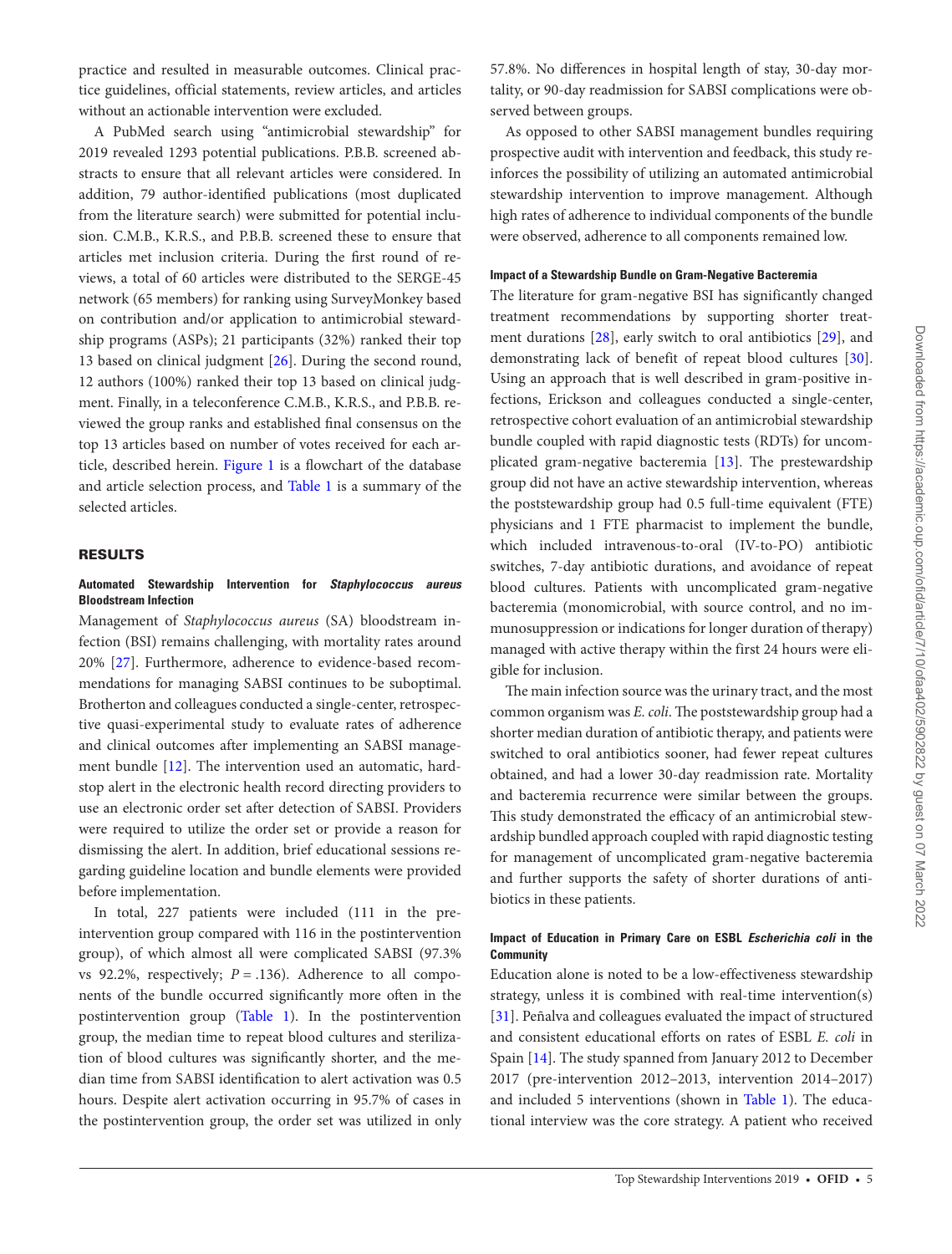practice and resulted in measurable outcomes. Clinical practice guidelines, official statements, review articles, and articles without an actionable intervention were excluded.

A PubMed search using "antimicrobial stewardship" for 2019 revealed 1293 potential publications. P.B.B. screened abstracts to ensure that all relevant articles were considered. In addition, 79 author-identified publications (most duplicated from the literature search) were submitted for potential inclusion. C.M.B., K.R.S., and P.B.B. screened these to ensure that articles met inclusion criteria. During the first round of reviews, a total of 60 articles were distributed to the SERGE-45 network (65 members) for ranking using SurveyMonkey based on contribution and/or application to antimicrobial stewardship programs (ASPs); 21 participants (32%) ranked their top 13 based on clinical judgment [26]. During the second round, 12 authors (100%) ranked their top 13 based on clinical judgment. Finally, in a teleconference C.M.B., K.R.S., and P.B.B. reviewed the group ranks and established final consensus on the top 13 articles based on number of votes received for each article, described herein. Figure 1 is a flowchart of the database and article selection process, and Table 1 is a summary of the selected articles.

## RESULTS

### Automated Stewardship Intervention for *Staphylococcus aureus* Bloodstream Infection

Management of *Staphylococcus aureus* (SA) bloodstream infection (BSI) remains challenging, with mortality rates around 20% [27]. Furthermore, adherence to evidence-based recommendations for managing SABSI continues to be suboptimal. Brotherton and colleagues conducted a single-center, retrospective quasi-experimental study to evaluate rates of adherence and clinical outcomes after implementing an SABSI management bundle [12]. The intervention used an automatic, hard-stop alert in the electronic health record directing providers to use an electronic order set after detection of SABSI. Providers were required to utilize the order set or provide a reason for dismissing the alert. In addition, brief educational sessions regarding guideline location and bundle elements were provided before implementation.

In total, 227 patients were included (111 in the preintervention group compared with 116 in the postintervention group), of which almost all were complicated SABSI (97.3% vs 92.2%, respectively; $P = .136$). Adherence to all components of the bundle occurred significantly more often in the postintervention group (Table 1). In the postintervention group, the median time to repeat blood cultures and sterilization of blood cultures was significantly shorter, and the median time from SABSI identification to alert activation was 0.5 hours. Despite alert activation occurring in 95.7% of cases in the postintervention group, the order set was utilized in only 57.8%. No differences in hospital length of stay, 30-day mortality, or 90-day readmission for SABSI complications were observed between groups.

As opposed to other SABSI management bundles requiring prospective audit with intervention and feedback, this study reinforces the possibility of utilizing an automated antimicrobial stewardship intervention to improve management. Although high rates of adherence to individual components of the bundle were observed, adherence to all components remained low.

### Impact of a Stewardship Bundle on Gram-Negative Bacteremia

The literature for gram-negative BSI has significantly changed treatment recommendations by supporting shorter treatment durations [28], early switch to oral antibiotics [29], and demonstrating lack of benefit of repeat blood cultures [30]. Using an approach that is well described in gram-positive infections, Erickson and colleagues conducted a single-center, retrospective cohort evaluation of an antimicrobial stewardship bundle coupled with rapid diagnostic tests (RDTs) for uncomplicated gram-negative bacteremia [13]. The prestewardship group did not have an active stewardship intervention, whereas the poststewardship group had 0.5 full-time equivalent (FTE) physicians and 1 FTE pharmacist to implement the bundle, which included intravenous-to-oral (IV-to-PO) antibiotic switches, 7-day antibiotic durations, and avoidance of repeat blood cultures. Patients with uncomplicated gram-negative bacteremia (monomicrobial, with source control, and no immunosuppression or indications for longer duration of therapy) managed with active therapy within the first 24 hours were eligible for inclusion.

The main infection source was the urinary tract, and the most common organism was *E. coli*. The poststewardship group had a shorter median duration of antibiotic therapy, and patients were switched to oral antibiotics sooner, had fewer repeat cultures obtained, and had a lower 30-day readmission rate. Mortality and bacteremia recurrence were similar between the groups. This study demonstrated the efficacy of an antimicrobial stewardship bundled approach coupled with rapid diagnostic testing for management of uncomplicated gram-negative bacteremia and further supports the safety of shorter durations of antibiotics in these patients.

### Impact of Education in Primary Care on ESBL *Escherichia coli* in the Community

Education alone is noted to be a low-effectiveness stewardship strategy, unless it is combined with real-time intervention(s) [31]. Peñalva and colleagues evaluated the impact of structured and consistent educational efforts on rates of ESBL *E. coli* in Spain [14]. The study spanned from January 2012 to December 2017 (pre-intervention 2012–2013, intervention 2014–2017) and included 5 interventions (shown in Table 1). The educational interview was the core strategy. A patient who received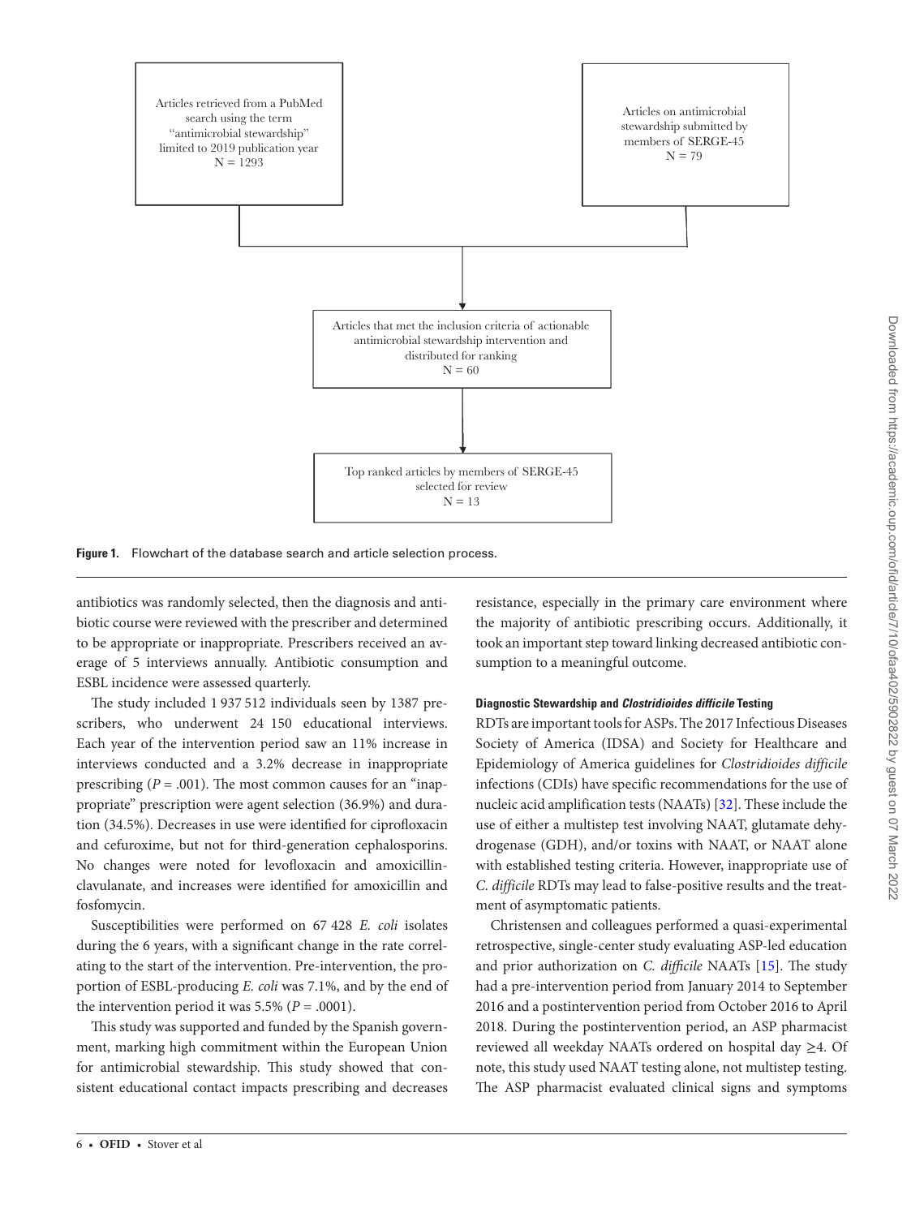Articles retrieved from a PubMed search using the term "antimicrobial stewardship" limited to 2019 publication year
N = 1293

Articles on antimicrobial stewardship submitted by members of SERGE-45
N = 79

Articles that met the inclusion criteria of actionable antimicrobial stewardship intervention and distributed for ranking
N = 60

Top ranked articles by members of SERGE-45 selected for review
N = 13

**Figure 1.** Flowchart of the database search and article selection process.

antibiotics was randomly selected, then the diagnosis and antibiotic course were reviewed with the prescriber and determined to be appropriate or inappropriate. Prescribers received an average of 5 interviews annually. Antibiotic consumption and ESBL incidence were assessed quarterly.

The study included 1 937 512 individuals seen by 1387 prescribers, who underwent 24 150 educational interviews. Each year of the intervention period saw an 11% increase in interviews conducted and a 3.2% decrease in inappropriate prescribing ($P$ = .001). The most common causes for an "inappropriate" prescription were agent selection (36.9%) and duration (34.5%). Decreases in use were identified for ciprofloxacin and cefuroxime, but not for third-generation cephalosporins. No changes were noted for levofloxacin and amoxicillin-clavulanate, and increases were identified for amoxicillin and fosfomycin.

Susceptibilities were performed on 67 428 *E. coli* isolates during the 6 years, with a significant change in the rate correlating to the start of the intervention. Pre-intervention, the proportion of ESBL-producing *E. coli* was 7.1%, and by the end of the intervention period it was 5.5% ($P$ = .0001).

This study was supported and funded by the Spanish government, marking high commitment within the European Union for antimicrobial stewardship. This study showed that consistent educational contact impacts prescribing and decreases resistance, especially in the primary care environment where the majority of antibiotic prescribing occurs. Additionally, it took an important step toward linking decreased antibiotic consumption to a meaningful outcome.

#### Diagnostic Stewardship and *Clostridioides difficile* Testing

RDTs are important tools for ASPs. The 2017 Infectious Diseases Society of America (IDSA) and Society for Healthcare and Epidemiology of America guidelines for *Clostridioides difficile* infections (CDIs) have specific recommendations for the use of nucleic acid amplification tests (NAATs) [32]. These include the use of either a multistep test involving NAAT, glutamate dehydrogenase (GDH), and/or toxins with NAAT, or NAAT alone with established testing criteria. However, inappropriate use of *C. difficile* RDTs may lead to false-positive results and the treatment of asymptomatic patients.

Christensen and colleagues performed a quasi-experimental retrospective, single-center study evaluating ASP-led education and prior authorization on *C. difficile* NAATs [15]. The study had a pre-intervention period from January 2014 to September 2016 and a postintervention period from October 2016 to April 2018. During the postintervention period, an ASP pharmacist reviewed all weekday NAATs ordered on hospital day ≥4. Of note, this study used NAAT testing alone, not multistep testing. The ASP pharmacist evaluated clinical signs and symptoms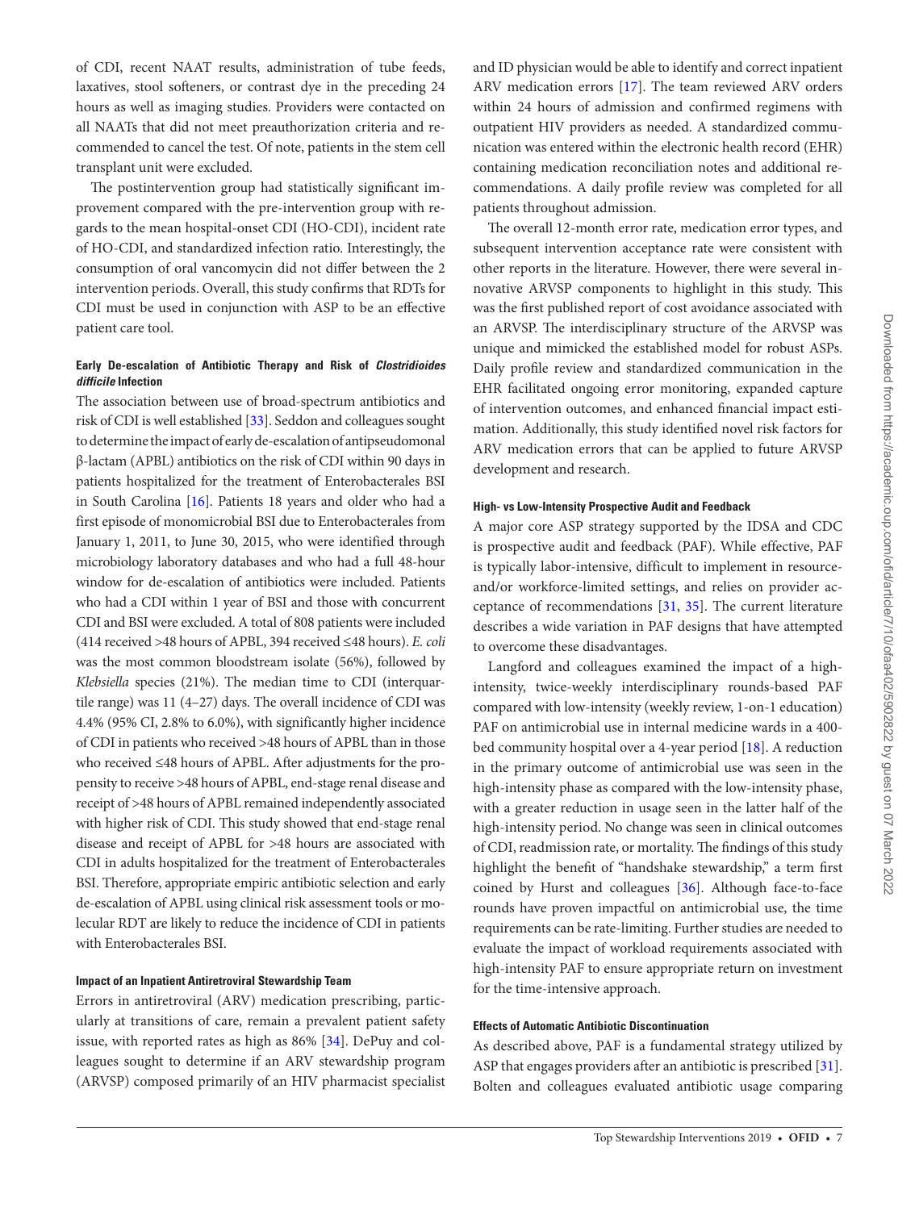of CDI, recent NAAT results, administration of tube feeds, laxatives, stool softeners, or contrast dye in the preceding 24 hours as well as imaging studies. Providers were contacted on all NAATs that did not meet preauthorization criteria and recommended to cancel the test. Of note, patients in the stem cell transplant unit were excluded.

The postintervention group had statistically significant improvement compared with the pre-intervention group with regards to the mean hospital-onset CDI (HO-CDI), incident rate of HO-CDI, and standardized infection ratio. Interestingly, the consumption of oral vancomycin did not differ between the 2 intervention periods. Overall, this study confirms that RDTs for CDI must be used in conjunction with ASP to be an effective patient care tool.

#### Early De-escalation of Antibiotic Therapy and Risk of *Clostridioides difficile* Infection

The association between use of broad-spectrum antibiotics and risk of CDI is well established [33]. Seddon and colleagues sought to determine the impact of early de-escalation of antipseudomonal β-lactam (APBL) antibiotics on the risk of CDI within 90 days in patients hospitalized for the treatment of Enterobacterales BSI in South Carolina [16]. Patients 18 years and older who had a first episode of monomicrobial BSI due to Enterobacterales from January 1, 2011, to June 30, 2015, who were identified through microbiology laboratory databases and who had a full 48-hour window for de-escalation of antibiotics were included. Patients who had a CDI within 1 year of BSI and those with concurrent CDI and BSI were excluded. A total of 808 patients were included (414 received >48 hours of APBL, 394 received ≤48 hours). *E. coli* was the most common bloodstream isolate (56%), followed by *Klebsiella* species (21%). The median time to CDI (interquartile range) was 11 (4–27) days. The overall incidence of CDI was 4.4% (95% CI, 2.8% to 6.0%), with significantly higher incidence of CDI in patients who received >48 hours of APBL than in those who received ≤48 hours of APBL. After adjustments for the propensity to receive >48 hours of APBL, end-stage renal disease and receipt of >48 hours of APBL remained independently associated with higher risk of CDI. This study showed that end-stage renal disease and receipt of APBL for >48 hours are associated with CDI in adults hospitalized for the treatment of Enterobacterales BSI. Therefore, appropriate empiric antibiotic selection and early de-escalation of APBL using clinical risk assessment tools or molecular RDT are likely to reduce the incidence of CDI in patients with Enterobacterales BSI.

#### Impact of an Inpatient Antiretroviral Stewardship Team

Errors in antiretroviral (ARV) medication prescribing, particularly at transitions of care, remain a prevalent patient safety issue, with reported rates as high as 86% [34]. DePuy and colleagues sought to determine if an ARV stewardship program (ARVSP) composed primarily of an HIV pharmacist specialist and ID physician would be able to identify and correct inpatient ARV medication errors [17]. The team reviewed ARV orders within 24 hours of admission and confirmed regimens with outpatient HIV providers as needed. A standardized communication was entered within the electronic health record (EHR) containing medication reconciliation notes and additional recommendations. A daily profile review was completed for all patients throughout admission.

The overall 12-month error rate, medication error types, and subsequent intervention acceptance rate were consistent with other reports in the literature. However, there were several innovative ARVSP components to highlight in this study. This was the first published report of cost avoidance associated with an ARVSP. The interdisciplinary structure of the ARVSP was unique and mimicked the established model for robust ASPs. Daily profile review and standardized communication in the EHR facilitated ongoing error monitoring, expanded capture of intervention outcomes, and enhanced financial impact estimation. Additionally, this study identified novel risk factors for ARV medication errors that can be applied to future ARVSP development and research.

#### High- vs Low-Intensity Prospective Audit and Feedback

A major core ASP strategy supported by the IDSA and CDC is prospective audit and feedback (PAF). While effective, PAF is typically labor-intensive, difficult to implement in resource- and/or workforce-limited settings, and relies on provider acceptance of recommendations [31, 35]. The current literature describes a wide variation in PAF designs that have attempted to overcome these disadvantages.

Langford and colleagues examined the impact of a high-intensity, twice-weekly interdisciplinary rounds-based PAF compared with low-intensity (weekly review, 1-on-1 education) PAF on antimicrobial use in internal medicine wards in a 400-bed community hospital over a 4-year period [18]. A reduction in the primary outcome of antimicrobial use was seen in the high-intensity phase as compared with the low-intensity phase, with a greater reduction in usage seen in the latter half of the high-intensity period. No change was seen in clinical outcomes of CDI, readmission rate, or mortality. The findings of this study highlight the benefit of "handshake stewardship," a term first coined by Hurst and colleagues [36]. Although face-to-face rounds have proven impactful on antimicrobial use, the time requirements can be rate-limiting. Further studies are needed to evaluate the impact of workload requirements associated with high-intensity PAF to ensure appropriate return on investment for the time-intensive approach.

#### Effects of Automatic Antibiotic Discontinuation

As described above, PAF is a fundamental strategy utilized by ASP that engages providers after an antibiotic is prescribed [31]. Bolten and colleagues evaluated antibiotic usage comparing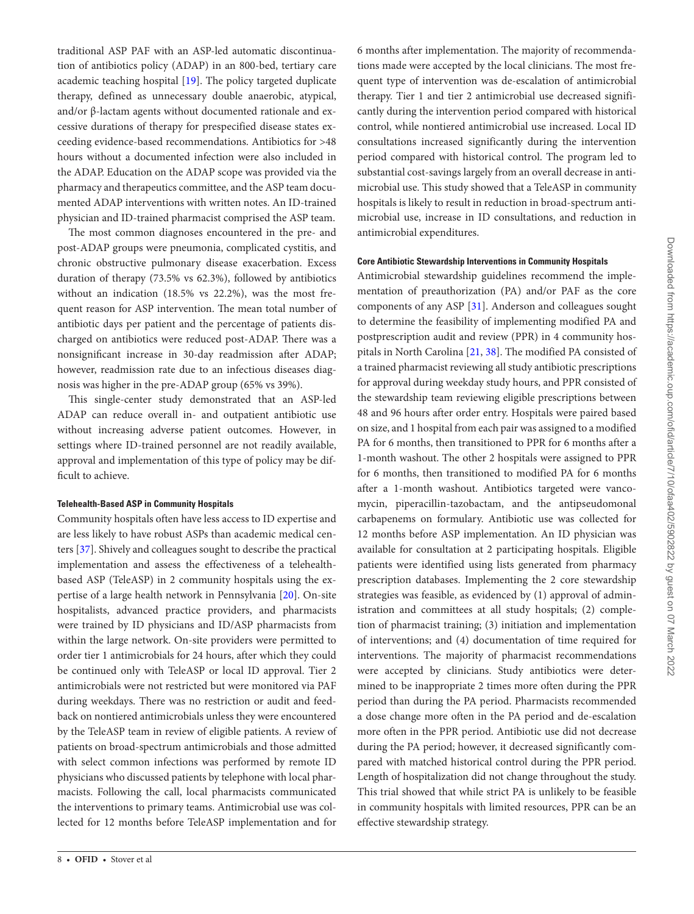traditional ASP PAF with an ASP-led automatic discontinuation of antibiotics policy (ADAP) in an 800-bed, tertiary care academic teaching hospital [19]. The policy targeted duplicate therapy, defined as unnecessary double anaerobic, atypical, and/or β-lactam agents without documented rationale and excessive durations of therapy for prespecified disease states exceeding evidence-based recommendations. Antibiotics for >48 hours without a documented infection were also included in the ADAP. Education on the ADAP scope was provided via the pharmacy and therapeutics committee, and the ASP team documented ADAP interventions with written notes. An ID-trained physician and ID-trained pharmacist comprised the ASP team.

The most common diagnoses encountered in the pre- and post-ADAP groups were pneumonia, complicated cystitis, and chronic obstructive pulmonary disease exacerbation. Excess duration of therapy (73.5% vs 62.3%), followed by antibiotics without an indication (18.5% vs 22.2%), was the most frequent reason for ASP intervention. The mean total number of antibiotic days per patient and the percentage of patients discharged on antibiotics were reduced post-ADAP. There was a nonsignificant increase in 30-day readmission after ADAP; however, readmission rate due to an infectious diseases diagnosis was higher in the pre-ADAP group (65% vs 39%).

This single-center study demonstrated that an ASP-led ADAP can reduce overall in- and outpatient antibiotic use without increasing adverse patient outcomes. However, in settings where ID-trained personnel are not readily available, approval and implementation of this type of policy may be difficult to achieve.

#### Telehealth-Based ASP in Community Hospitals

Community hospitals often have less access to ID expertise and are less likely to have robust ASPs than academic medical centers [37]. Shively and colleagues sought to describe the practical implementation and assess the effectiveness of a telehealth-based ASP (TeleASP) in 2 community hospitals using the expertise of a large health network in Pennsylvania [20]. On-site hospitalists, advanced practice providers, and pharmacists were trained by ID physicians and ID/ASP pharmacists from within the large network. On-site providers were permitted to order tier 1 antimicrobials for 24 hours, after which they could be continued only with TeleASP or local ID approval. Tier 2 antimicrobials were not restricted but were monitored via PAF during weekdays. There was no restriction or audit and feedback on nontiered antimicrobials unless they were encountered by the TeleASP team in review of eligible patients. A review of patients on broad-spectrum antimicrobials and those admitted with select common infections was performed by remote ID physicians who discussed patients by telephone with local pharmacists. Following the call, local pharmacists communicated the interventions to primary teams. Antimicrobial use was collected for 12 months before TeleASP implementation and for 6 months after implementation. The majority of recommendations made were accepted by the local clinicians. The most frequent type of intervention was de-escalation of antimicrobial therapy. Tier 1 and tier 2 antimicrobial use decreased significantly during the intervention period compared with historical control, while nontiered antimicrobial use increased. Local ID consultations increased significantly during the intervention period compared with historical control. The program led to substantial cost-savings largely from an overall decrease in antimicrobial use. This study showed that a TeleASP in community hospitals is likely to result in reduction in broad-spectrum antimicrobial use, increase in ID consultations, and reduction in antimicrobial expenditures.

#### Core Antibiotic Stewardship Interventions in Community Hospitals

Antimicrobial stewardship guidelines recommend the implementation of preauthorization (PA) and/or PAF as the core components of any ASP [31]. Anderson and colleagues sought to determine the feasibility of implementing modified PA and postprescription audit and review (PPR) in 4 community hospitals in North Carolina [21, 38]. The modified PA consisted of a trained pharmacist reviewing all study antibiotic prescriptions for approval during weekday study hours, and PPR consisted of the stewardship team reviewing eligible prescriptions between 48 and 96 hours after order entry. Hospitals were paired based on size, and 1 hospital from each pair was assigned to a modified PA for 6 months, then transitioned to PPR for 6 months after a 1-month washout. The other 2 hospitals were assigned to PPR for 6 months, then transitioned to modified PA for 6 months after a 1-month washout. Antibiotics targeted were vancomycin, piperacillin-tazobactam, and the antipseudomonal carbapenems on formulary. Antibiotic use was collected for 12 months before ASP implementation. An ID physician was available for consultation at 2 participating hospitals. Eligible patients were identified using lists generated from pharmacy prescription databases. Implementing the 2 core stewardship strategies was feasible, as evidenced by (1) approval of administration and committees at all study hospitals; (2) completion of pharmacist training; (3) initiation and implementation of interventions; and (4) documentation of time required for interventions. The majority of pharmacist recommendations were accepted by clinicians. Study antibiotics were determined to be inappropriate 2 times more often during the PPR period than during the PA period. Pharmacists recommended a dose change more often in the PA period and de-escalation more often in the PPR period. Antibiotic use did not decrease during the PA period; however, it decreased significantly compared with matched historical control during the PPR period. Length of hospitalization did not change throughout the study. This trial showed that while strict PA is unlikely to be feasible in community hospitals with limited resources, PPR can be an effective stewardship strategy.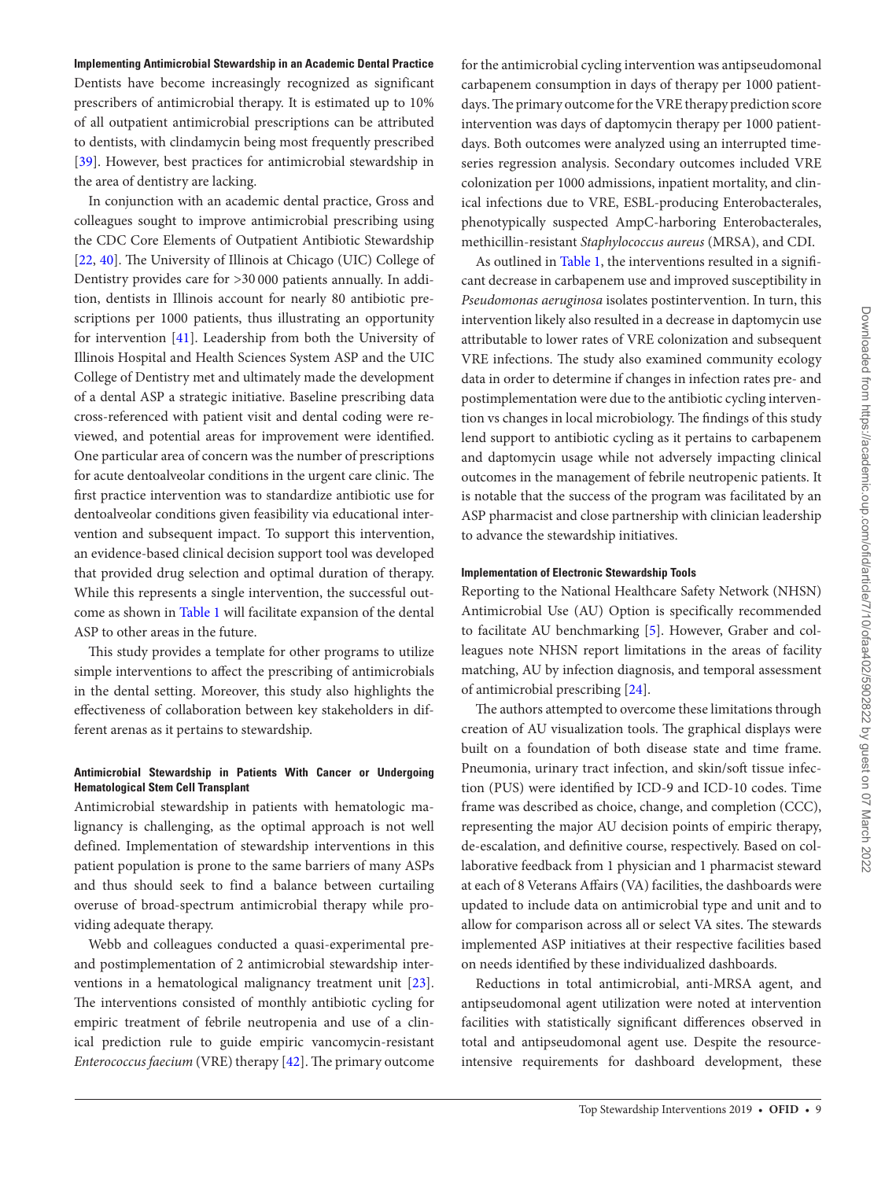### Implementing Antimicrobial Stewardship in an Academic Dental Practice

Dentists have become increasingly recognized as significant prescribers of antimicrobial therapy. It is estimated up to 10% of all outpatient antimicrobial prescriptions can be attributed to dentists, with clindamycin being most frequently prescribed [39]. However, best practices for antimicrobial stewardship in the area of dentistry are lacking.

In conjunction with an academic dental practice, Gross and colleagues sought to improve antimicrobial prescribing using the CDC Core Elements of Outpatient Antibiotic Stewardship [22, 40]. The University of Illinois at Chicago (UIC) College of Dentistry provides care for >30 000 patients annually. In addition, dentists in Illinois account for nearly 80 antibiotic prescriptions per 1000 patients, thus illustrating an opportunity for intervention [41]. Leadership from both the University of Illinois Hospital and Health Sciences System ASP and the UIC College of Dentistry met and ultimately made the development of a dental ASP a strategic initiative. Baseline prescribing data cross-referenced with patient visit and dental coding were reviewed, and potential areas for improvement were identified. One particular area of concern was the number of prescriptions for acute dentoalveolar conditions in the urgent care clinic. The first practice intervention was to standardize antibiotic use for dentoalveolar conditions given feasibility via educational intervention and subsequent impact. To support this intervention, an evidence-based clinical decision support tool was developed that provided drug selection and optimal duration of therapy. While this represents a single intervention, the successful outcome as shown in Table 1 will facilitate expansion of the dental ASP to other areas in the future.

This study provides a template for other programs to utilize simple interventions to affect the prescribing of antimicrobials in the dental setting. Moreover, this study also highlights the effectiveness of collaboration between key stakeholders in different arenas as it pertains to stewardship.

### Antimicrobial Stewardship in Patients With Cancer or Undergoing Hematological Stem Cell Transplant

Antimicrobial stewardship in patients with hematologic malignancy is challenging, as the optimal approach is not well defined. Implementation of stewardship interventions in this patient population is prone to the same barriers of many ASPs and thus should seek to find a balance between curtailing overuse of broad-spectrum antimicrobial therapy while providing adequate therapy.

Webb and colleagues conducted a quasi-experimental pre- and postimplementation of 2 antimicrobial stewardship interventions in a hematological malignancy treatment unit [23]. The interventions consisted of monthly antibiotic cycling for empiric treatment of febrile neutropenia and use of a clinical prediction rule to guide empiric vancomycin-resistant *Enterococcus faecium* (VRE) therapy [42]. The primary outcome for the antimicrobial cycling intervention was antipseudomonal carbapenem consumption in days of therapy per 1000 patient-days. The primary outcome for the VRE therapy prediction score intervention was days of daptomycin therapy per 1000 patient-days. Both outcomes were analyzed using an interrupted time-series regression analysis. Secondary outcomes included VRE colonization per 1000 admissions, inpatient mortality, and clinical infections due to VRE, ESBL-producing Enterobacterales, phenotypically suspected AmpC-harboring Enterobacterales, methicillin-resistant *Staphylococcus aureus* (MRSA), and CDI.

As outlined in Table 1, the interventions resulted in a significant decrease in carbapenem use and improved susceptibility in *Pseudomonas aeruginosa* isolates postintervention. In turn, this intervention likely also resulted in a decrease in daptomycin use attributable to lower rates of VRE colonization and subsequent VRE infections. The study also examined community ecology data in order to determine if changes in infection rates pre- and postimplementation were due to the antibiotic cycling intervention vs changes in local microbiology. The findings of this study lend support to antibiotic cycling as it pertains to carbapenem and daptomycin usage while not adversely impacting clinical outcomes in the management of febrile neutropenic patients. It is notable that the success of the program was facilitated by an ASP pharmacist and close partnership with clinician leadership to advance the stewardship initiatives.

### Implementation of Electronic Stewardship Tools

Reporting to the National Healthcare Safety Network (NHSN) Antimicrobial Use (AU) Option is specifically recommended to facilitate AU benchmarking [5]. However, Graber and colleagues note NHSN report limitations in the areas of facility matching, AU by infection diagnosis, and temporal assessment of antimicrobial prescribing [24].

The authors attempted to overcome these limitations through creation of AU visualization tools. The graphical displays were built on a foundation of both disease state and time frame. Pneumonia, urinary tract infection, and skin/soft tissue infection (PUS) were identified by ICD-9 and ICD-10 codes. Time frame was described as choice, change, and completion (CCC), representing the major AU decision points of empiric therapy, de-escalation, and definitive course, respectively. Based on collaborative feedback from 1 physician and 1 pharmacist steward at each of 8 Veterans Affairs (VA) facilities, the dashboards were updated to include data on antimicrobial type and unit and to allow for comparison across all or select VA sites. The stewards implemented ASP initiatives at their respective facilities based on needs identified by these individualized dashboards.

Reductions in total antimicrobial, anti-MRSA agent, and antipseudomonal agent utilization were noted at intervention facilities with statistically significant differences observed in total and antipseudomonal agent use. Despite the resource-intensive requirements for dashboard development, these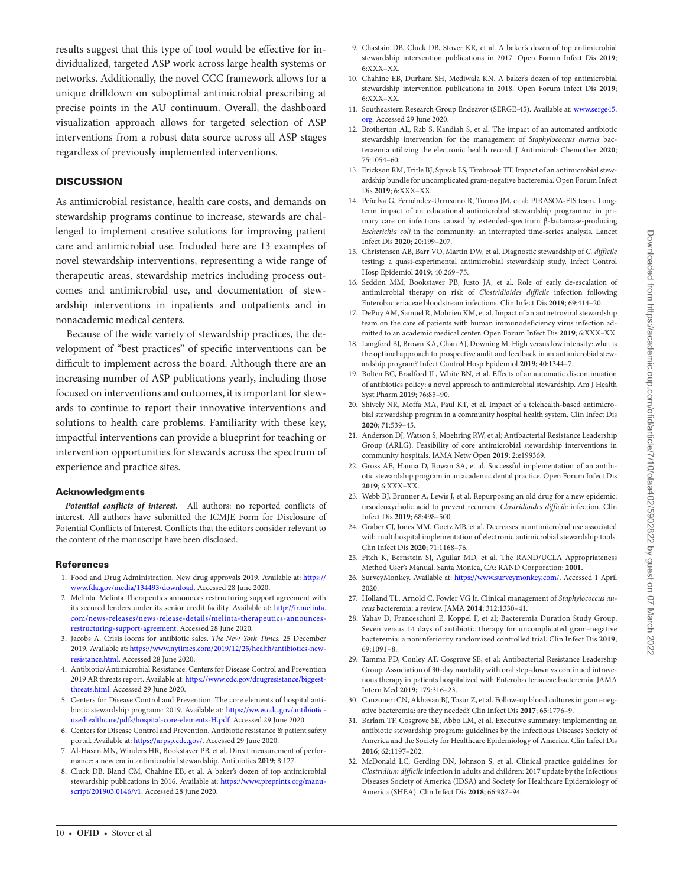results suggest that this type of tool would be effective for individualized, targeted ASP work across large health systems or networks. Additionally, the novel CCC framework allows for a unique drilldown on suboptimal antimicrobial prescribing at precise points in the AU continuum. Overall, the dashboard visualization approach allows for targeted selection of ASP interventions from a robust data source across all ASP stages regardless of previously implemented interventions.

## DISCUSSION

As antimicrobial resistance, health care costs, and demands on stewardship programs continue to increase, stewards are challenged to implement creative solutions for improving patient care and antimicrobial use. Included here are 13 examples of novel stewardship interventions, representing a wide range of therapeutic areas, stewardship metrics including process outcomes and antimicrobial use, and documentation of stewardship interventions in inpatients and outpatients and in nonacademic medical centers.

Because of the wide variety of stewardship practices, the development of "best practices" of specific interventions can be difficult to implement across the board. Although there are an increasing number of ASP publications yearly, including those focused on interventions and outcomes, it is important for stewards to continue to report their innovative interventions and solutions to health care problems. Familiarity with these key, impactful interventions can provide a blueprint for teaching or intervention opportunities for stewards across the spectrum of experience and practice sites.

### Acknowledgments

***Potential conflicts of interest.*** All authors: no reported conflicts of interest. All authors have submitted the ICMJE Form for Disclosure of Potential Conflicts of Interest. Conflicts that the editors consider relevant to the content of the manuscript have been disclosed.

### References

1. Food and Drug Administration. New drug approvals 2019. Available at: https://www.fda.gov/media/134493/download. Accessed 28 June 2020.
2. Melinta. Melinta Therapeutics announces restructuring support agreement with its secured lenders under its senior credit facility. Available at: http://ir.melinta.com/news-releases/news-release-details/melinta-therapeutics-announces-restructuring-support-agreement. Accessed 28 June 2020.
3. Jacobs A. Crisis looms for antibiotic sales. *The New York Times.* 25 December 2019. Available at: https://www.nytimes.com/2019/12/25/health/antibiotics-new-resistance.html. Accessed 28 June 2020.
4. Antibiotic/Antimicrobial Resistance. Centers for Disease Control and Prevention 2019 AR threats report. Available at: https://www.cdc.gov/drugresistance/biggest-threats.html. Accessed 29 June 2020.
5. Centers for Disease Control and Prevention. The core elements of hospital antibiotic stewardship programs: 2019. Available at: https://www.cdc.gov/antibiotic-use/healthcare/pdfs/hospital-core-elements-H.pdf. Accessed 29 June 2020.
6. Centers for Disease Control and Prevention. Antibiotic resistance & patient safety portal. Available at: https://arpsp.cdc.gov/. Accessed 29 June 2020.
7. Al-Hasan MN, Winders HR, Bookstaver PB, et al. Direct measurement of performance: a new era in antimicrobial stewardship. Antibiotics **2019**; 8:127.
8. Cluck DB, Bland CM, Chahine EB, et al. A baker's dozen of top antimicrobial stewardship publications in 2016. Available at: https://www.preprints.org/manuscript/201903.0146/v1. Accessed 28 June 2020.
9. Chastain DB, Cluck DB, Stover KR, et al. A baker's dozen of top antimicrobial stewardship intervention publications in 2017. Open Forum Infect Dis **2019**; 6:XXX–XX.
10. Chahine EB, Durham SH, Mediwala KN. A baker's dozen of top antimicrobial stewardship intervention publications in 2018. Open Forum Infect Dis **2019**; 6:XXX–XX.
11. Southeastern Research Group Endeavor (SERGE-45). Available at: www.serge45.org. Accessed 29 June 2020.
12. Brotherton AL, Rab S, Kandiah S, et al. The impact of an automated antibiotic stewardship intervention for the management of *Staphylococcus aureus* bacteraemia utilizing the electronic health record. J Antimicrob Chemother **2020**; 75:1054–60.
13. Erickson RM, Tritle BJ, Spivak ES, Timbrook TT. Impact of an antimicrobial stewardship bundle for uncomplicated gram-negative bacteremia. Open Forum Infect Dis **2019**; 6:XXX–XX.
14. Peñalva G, Fernández-Urrusuno R, Turmo JM, et al; PIRASOA-FIS team. Long-term impact of an educational antimicrobial stewardship programme in primary care on infections caused by extended-spectrum β-lactamase-producing *Escherichia coli* in the community: an interrupted time-series analysis. Lancet Infect Dis **2020**; 20:199–207.
15. Christensen AB, Barr VO, Martin DW, et al. Diagnostic stewardship of *C. difficile* testing: a quasi-experimental antimicrobial stewardship study. Infect Control Hosp Epidemiol **2019**; 40:269–75.
16. Seddon MM, Bookstaver PB, Justo JA, et al. Role of early de-escalation of antimicrobial therapy on risk of *Clostridioides difficile* infection following Enterobacteriaceae bloodstream infections. Clin Infect Dis **2019**; 69:414–20.
17. DePuy AM, Samuel R, Mohrien KM, et al. Impact of an antiretroviral stewardship team on the care of patients with human immunodeficiency virus infection admitted to an academic medical center. Open Forum Infect Dis **2019**; 6:XXX–XX.
18. Langford BJ, Brown KA, Chan AJ, Downing M. High versus low intensity: what is the optimal approach to prospective audit and feedback in an antimicrobial stewardship program? Infect Control Hosp Epidemiol **2019**; 40:1344–7.
19. Bolten BC, Bradford JL, White BN, et al. Effects of an automatic discontinuation of antibiotics policy: a novel approach to antimicrobial stewardship. Am J Health Syst Pharm **2019**; 76:85–90.
20. Shively NR, Moffa MA, Paul KT, et al. Impact of a telehealth-based antimicrobial stewardship program in a community hospital health system. Clin Infect Dis **2020**; 71:539–45.
21. Anderson DJ, Watson S, Moehring RW, et al; Antibacterial Resistance Leadership Group (ARLG). Feasibility of core antimicrobial stewardship interventions in community hospitals. JAMA Netw Open **2019**; 2:e199369.
22. Gross AE, Hanna D, Rowan SA, et al. Successful implementation of an antibiotic stewardship program in an academic dental practice. Open Forum Infect Dis **2019**; 6:XXX–XX.
23. Webb BJ, Brunner A, Lewis J, et al. Repurposing an old drug for a new epidemic: ursodeoxycholic acid to prevent recurrent *Clostridioides difficile* infection. Clin Infect Dis **2019**; 68:498–500.
24. Graber CJ, Jones MM, Goetz MB, et al. Decreases in antimicrobial use associated with multihospital implementation of electronic antimicrobial stewardship tools. Clin Infect Dis **2020**; 71:1168–76.
25. Fitch K, Bernstein SJ, Aguilar MD, et al. The RAND/UCLA Appropriateness Method User's Manual. Santa Monica, CA: RAND Corporation; **2001**.
26. SurveyMonkey. Available at: https://www.surveymonkey.com/. Accessed 1 April 2020.
27. Holland TL, Arnold C, Fowler VG Jr. Clinical management of *Staphylococcus aureus* bacteremia: a review. JAMA **2014**; 312:1330–41.
28. Yahav D, Franceschini E, Koppel F, et al; Bacteremia Duration Study Group. Seven versus 14 days of antibiotic therapy for uncomplicated gram-negative bacteremia: a noninferiority randomized controlled trial. Clin Infect Dis **2019**; 69:1091–8.
29. Tamma PD, Conley AT, Cosgrove SE, et al; Antibacterial Resistance Leadership Group. Association of 30-day mortality with oral step-down vs continued intravenous therapy in patients hospitalized with Enterobacteriaceae bacteremia. JAMA Intern Med **2019**; 179:316–23.
30. Canzoneri CN, Akhavan BJ, Tosur Z, et al. Follow-up blood cultures in gram-negative bacteremia: are they needed? Clin Infect Dis **2017**; 65:1776–9.
31. Barlam TF, Cosgrove SE, Abbo LM, et al. Executive summary: implementing an antibiotic stewardship program: guidelines by the Infectious Diseases Society of America and the Society for Healthcare Epidemiology of America. Clin Infect Dis **2016**; 62:1197–202.
32. McDonald LC, Gerding DN, Johnson S, et al. Clinical practice guidelines for *Clostridium difficile* infection in adults and children: 2017 update by the Infectious Diseases Society of America (IDSA) and Society for Healthcare Epidemiology of America (SHEA). Clin Infect Dis **2018**; 66:987–94.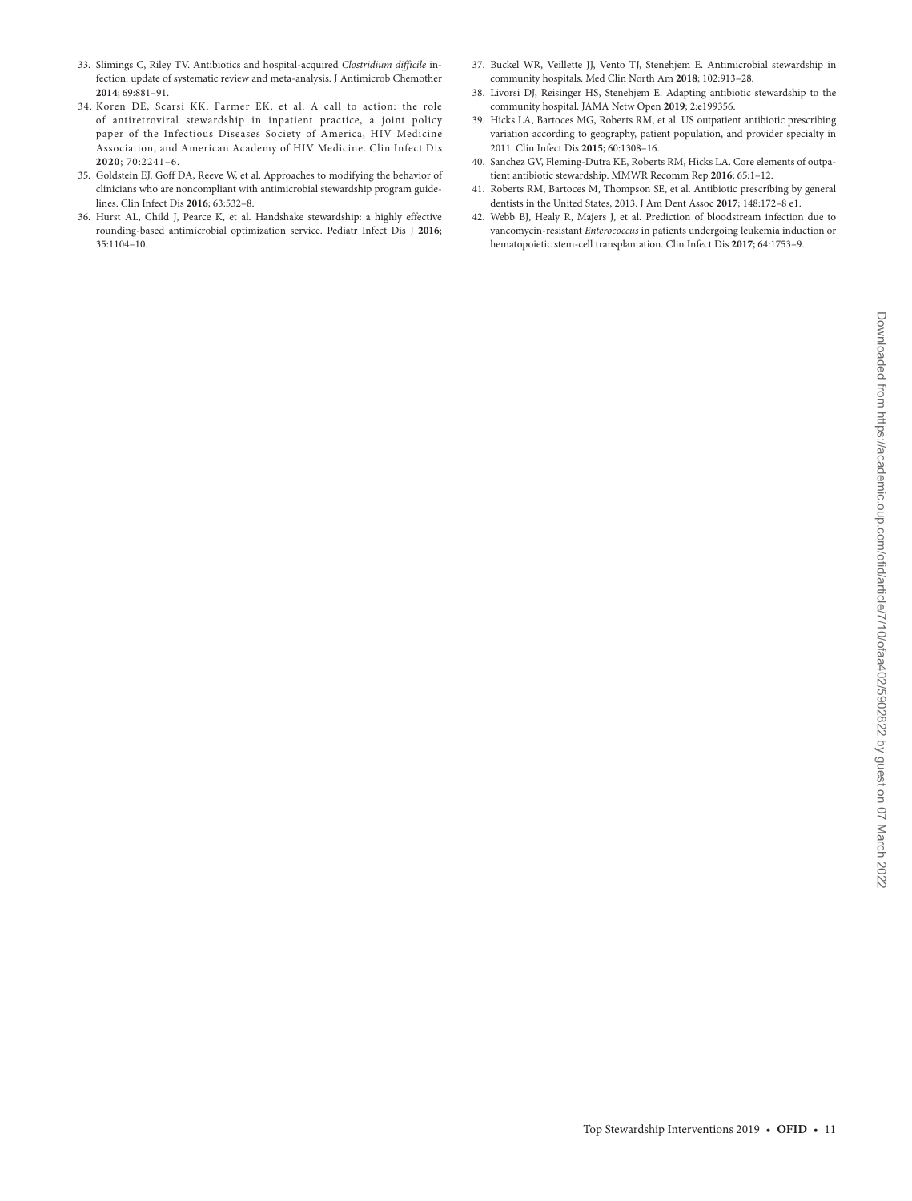33. Slimings C, Riley TV. Antibiotics and hospital-acquired *Clostridium difficile* infection: update of systematic review and meta-analysis. J Antimicrob Chemother **2014**; 69:881–91.
34. Koren DE, Scarsi KK, Farmer EK, et al. A call to action: the role of antiretroviral stewardship in inpatient practice, a joint policy paper of the Infectious Diseases Society of America, HIV Medicine Association, and American Academy of HIV Medicine. Clin Infect Dis **2020**; 70:2241–6.
35. Goldstein EJ, Goff DA, Reeve W, et al. Approaches to modifying the behavior of clinicians who are noncompliant with antimicrobial stewardship program guidelines. Clin Infect Dis **2016**; 63:532–8.
36. Hurst AL, Child J, Pearce K, et al. Handshake stewardship: a highly effective rounding-based antimicrobial optimization service. Pediatr Infect Dis J **2016**; 35:1104–10.
37. Buckel WR, Veillette JJ, Vento TJ, Stenehjem E. Antimicrobial stewardship in community hospitals. Med Clin North Am **2018**; 102:913–28.
38. Livorsi DJ, Reisinger HS, Stenehjem E. Adapting antibiotic stewardship to the community hospital. JAMA Netw Open **2019**; 2:e199356.
39. Hicks LA, Bartoces MG, Roberts RM, et al. US outpatient antibiotic prescribing variation according to geography, patient population, and provider specialty in 2011. Clin Infect Dis **2015**; 60:1308–16.
40. Sanchez GV, Fleming-Dutra KE, Roberts RM, Hicks LA. Core elements of outpatient antibiotic stewardship. MMWR Recomm Rep **2016**; 65:1–12.
41. Roberts RM, Bartoces M, Thompson SE, et al. Antibiotic prescribing by general dentists in the United States, 2013. J Am Dent Assoc **2017**; 148:172–8 e1.
42. Webb BJ, Healy R, Majers J, et al. Prediction of bloodstream infection due to vancomycin-resistant *Enterococcus* in patients undergoing leukemia induction or hematopoietic stem-cell transplantation. Clin Infect Dis **2017**; 64:1753–9.